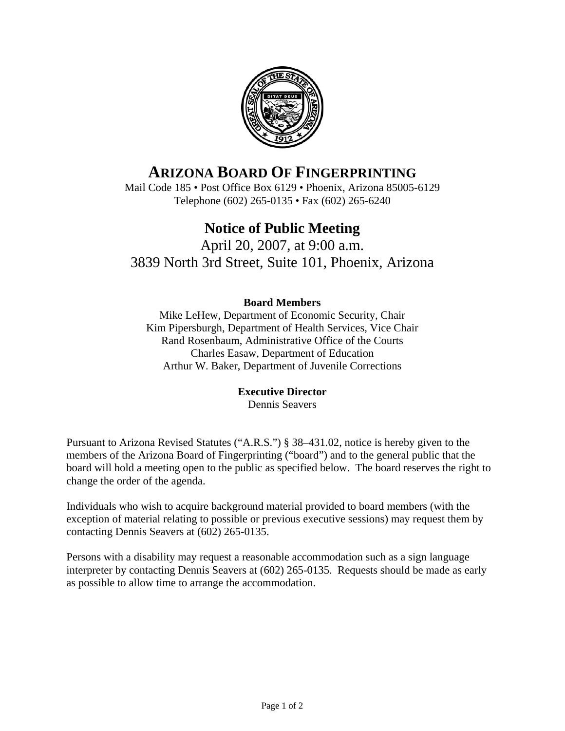# ARIZONA BOARD OF FINGERPRINTING

Mail Code 185 • Post Office Box 6129 • Phoenix, Arizona 85005-6129
Telephone (602) 265-0135 • Fax (602) 265-6240

## Notice of Public Meeting

April 20, 2007, at 9:00 a.m.
3839 North 3rd Street, Suite 101, Phoenix, Arizona

**Board Members**

Mike LeHew, Department of Economic Security, Chair
Kim Pipersburgh, Department of Health Services, Vice Chair
Rand Rosenbaum, Administrative Office of the Courts
Charles Easaw, Department of Education
Arthur W. Baker, Department of Juvenile Corrections

**Executive Director**

Dennis Seavers

Pursuant to Arizona Revised Statutes ("A.R.S.") § 38–431.02, notice is hereby given to the members of the Arizona Board of Fingerprinting ("board") and to the general public that the board will hold a meeting open to the public as specified below. The board reserves the right to change the order of the agenda.

Individuals who wish to acquire background material provided to board members (with the exception of material relating to possible or previous executive sessions) may request them by contacting Dennis Seavers at (602) 265-0135.

Persons with a disability may request a reasonable accommodation such as a sign language interpreter by contacting Dennis Seavers at (602) 265-0135. Requests should be made as early as possible to allow time to arrange the accommodation.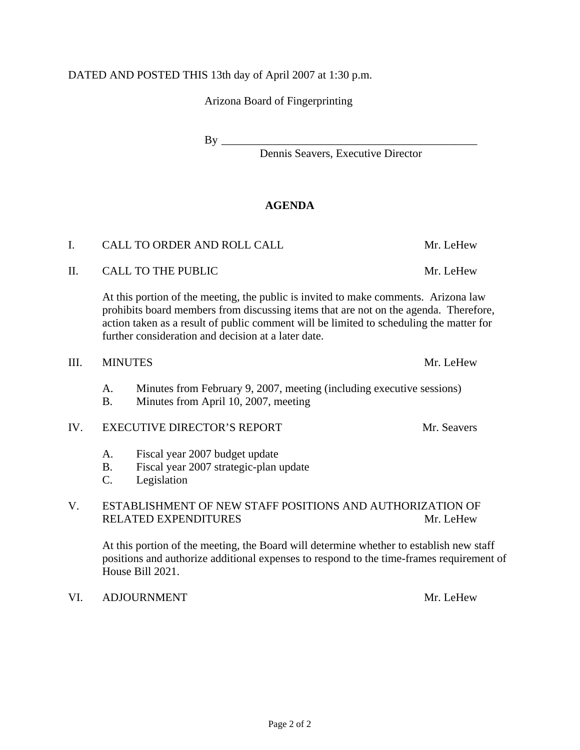DATED AND POSTED THIS 13th day of April 2007 at 1:30 p.m.

Arizona Board of Fingerprinting

By ______________________________________________
Dennis Seavers, Executive Director

## AGENDA

I. CALL TO ORDER AND ROLL CALL — Mr. LeHew

II. CALL TO THE PUBLIC — Mr. LeHew

At this portion of the meeting, the public is invited to make comments. Arizona law prohibits board members from discussing items that are not on the agenda. Therefore, action taken as a result of public comment will be limited to scheduling the matter for further consideration and decision at a later date.

III. MINUTES — Mr. LeHew

- A. Minutes from February 9, 2007, meeting (including executive sessions)
- B. Minutes from April 10, 2007, meeting

IV. EXECUTIVE DIRECTOR'S REPORT — Mr. Seavers

- A. Fiscal year 2007 budget update
- B. Fiscal year 2007 strategic-plan update
- C. Legislation

V. ESTABLISHMENT OF NEW STAFF POSITIONS AND AUTHORIZATION OF RELATED EXPENDITURES — Mr. LeHew

At this portion of the meeting, the Board will determine whether to establish new staff positions and authorize additional expenses to respond to the time-frames requirement of House Bill 2021.

VI. ADJOURNMENT — Mr. LeHew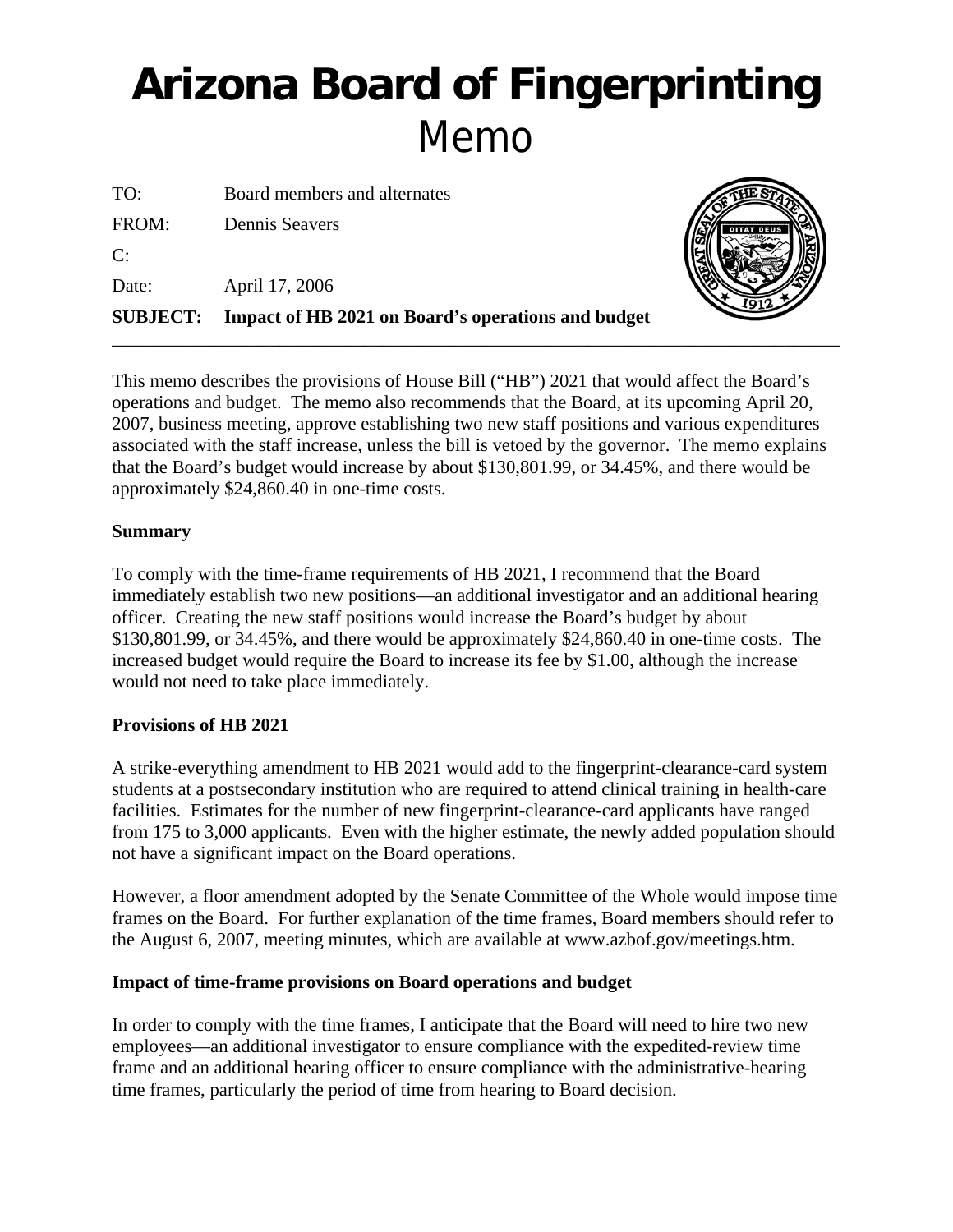# Arizona Board of Fingerprinting

Memo

TO: Board members and alternates

FROM: Dennis Seavers

C:

Date: April 17, 2006

**SUBJECT: Impact of HB 2021 on Board's operations and budget**

---

This memo describes the provisions of House Bill ("HB") 2021 that would affect the Board's operations and budget. The memo also recommends that the Board, at its upcoming April 20, 2007, business meeting, approve establishing two new staff positions and various expenditures associated with the staff increase, unless the bill is vetoed by the governor. The memo explains that the Board's budget would increase by about $130,801.99, or 34.45%, and there would be approximately $24,860.40 in one-time costs.

**Summary**

To comply with the time-frame requirements of HB 2021, I recommend that the Board immediately establish two new positions—an additional investigator and an additional hearing officer. Creating the new staff positions would increase the Board's budget by about $130,801.99, or 34.45%, and there would be approximately $24,860.40 in one-time costs. The increased budget would require the Board to increase its fee by $1.00, although the increase would not need to take place immediately.

**Provisions of HB 2021**

A strike-everything amendment to HB 2021 would add to the fingerprint-clearance-card system students at a postsecondary institution who are required to attend clinical training in health-care facilities. Estimates for the number of new fingerprint-clearance-card applicants have ranged from 175 to 3,000 applicants. Even with the higher estimate, the newly added population should not have a significant impact on the Board operations.

However, a floor amendment adopted by the Senate Committee of the Whole would impose time frames on the Board. For further explanation of the time frames, Board members should refer to the August 6, 2007, meeting minutes, which are available at www.azbof.gov/meetings.htm.

**Impact of time-frame provisions on Board operations and budget**

In order to comply with the time frames, I anticipate that the Board will need to hire two new employees—an additional investigator to ensure compliance with the expedited-review time frame and an additional hearing officer to ensure compliance with the administrative-hearing time frames, particularly the period of time from hearing to Board decision.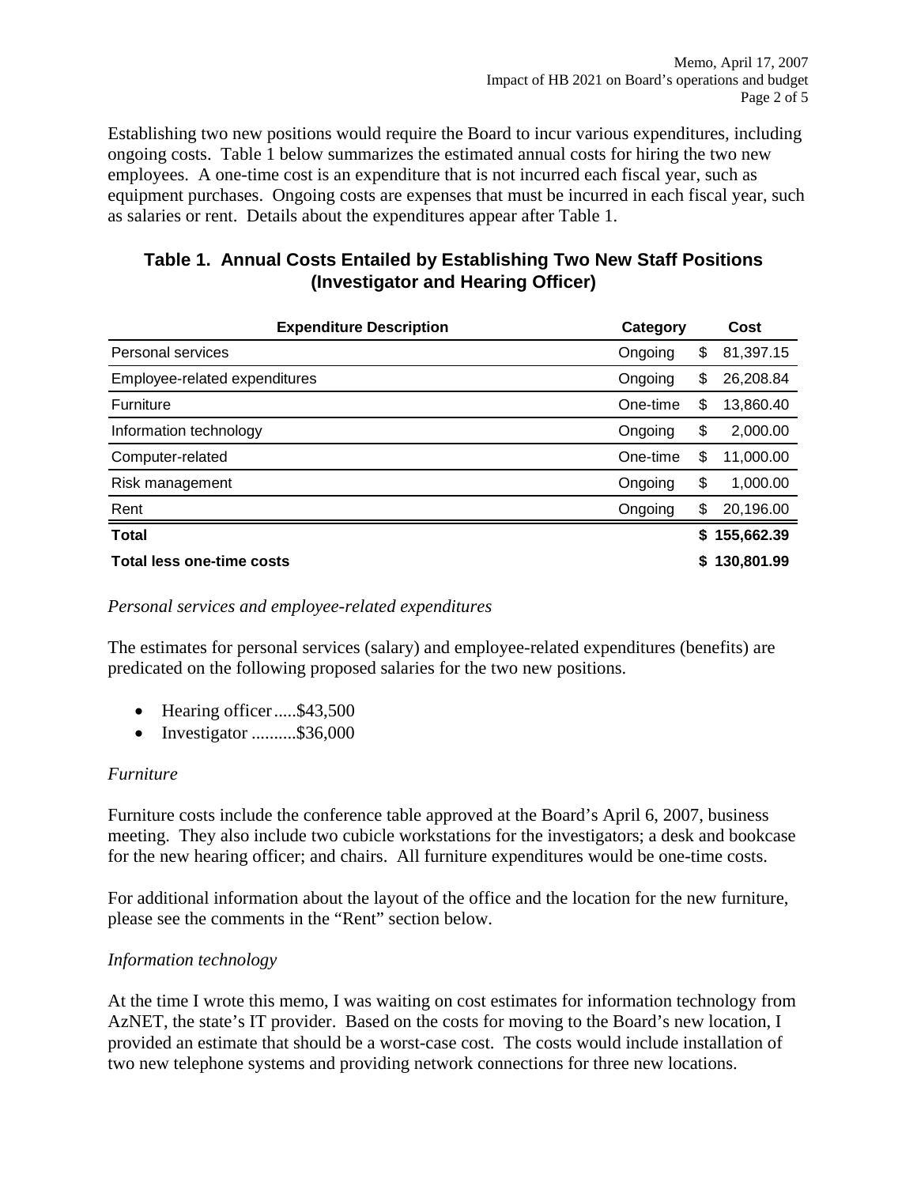Establishing two new positions would require the Board to incur various expenditures, including ongoing costs. Table 1 below summarizes the estimated annual costs for hiring the two new employees. A one-time cost is an expenditure that is not incurred each fiscal year, such as equipment purchases. Ongoing costs are expenses that must be incurred in each fiscal year, such as salaries or rent. Details about the expenditures appear after Table 1.

### Table 1. Annual Costs Entailed by Establishing Two New Staff Positions (Investigator and Hearing Officer)

| Expenditure Description | Category | Cost |
|---|---|---|
| Personal services | Ongoing | $ 81,397.15 |
| Employee-related expenditures | Ongoing | $ 26,208.84 |
| Furniture | One-time | $ 13,860.40 |
| Information technology | Ongoing | $ 2,000.00 |
| Computer-related | One-time | $ 11,000.00 |
| Risk management | Ongoing | $ 1,000.00 |
| Rent | Ongoing | $ 20,196.00 |
| **Total** | | **$ 155,662.39** |
| **Total less one-time costs** | | **$ 130,801.99** |

*Personal services and employee-related expenditures*

The estimates for personal services (salary) and employee-related expenditures (benefits) are predicated on the following proposed salaries for the two new positions.

- Hearing officer.....$43,500
- Investigator ..........$36,000

*Furniture*

Furniture costs include the conference table approved at the Board's April 6, 2007, business meeting. They also include two cubicle workstations for the investigators; a desk and bookcase for the new hearing officer; and chairs. All furniture expenditures would be one-time costs.

For additional information about the layout of the office and the location for the new furniture, please see the comments in the "Rent" section below.

*Information technology*

At the time I wrote this memo, I was waiting on cost estimates for information technology from AzNET, the state's IT provider. Based on the costs for moving to the Board's new location, I provided an estimate that should be a worst-case cost. The costs would include installation of two new telephone systems and providing network connections for three new locations.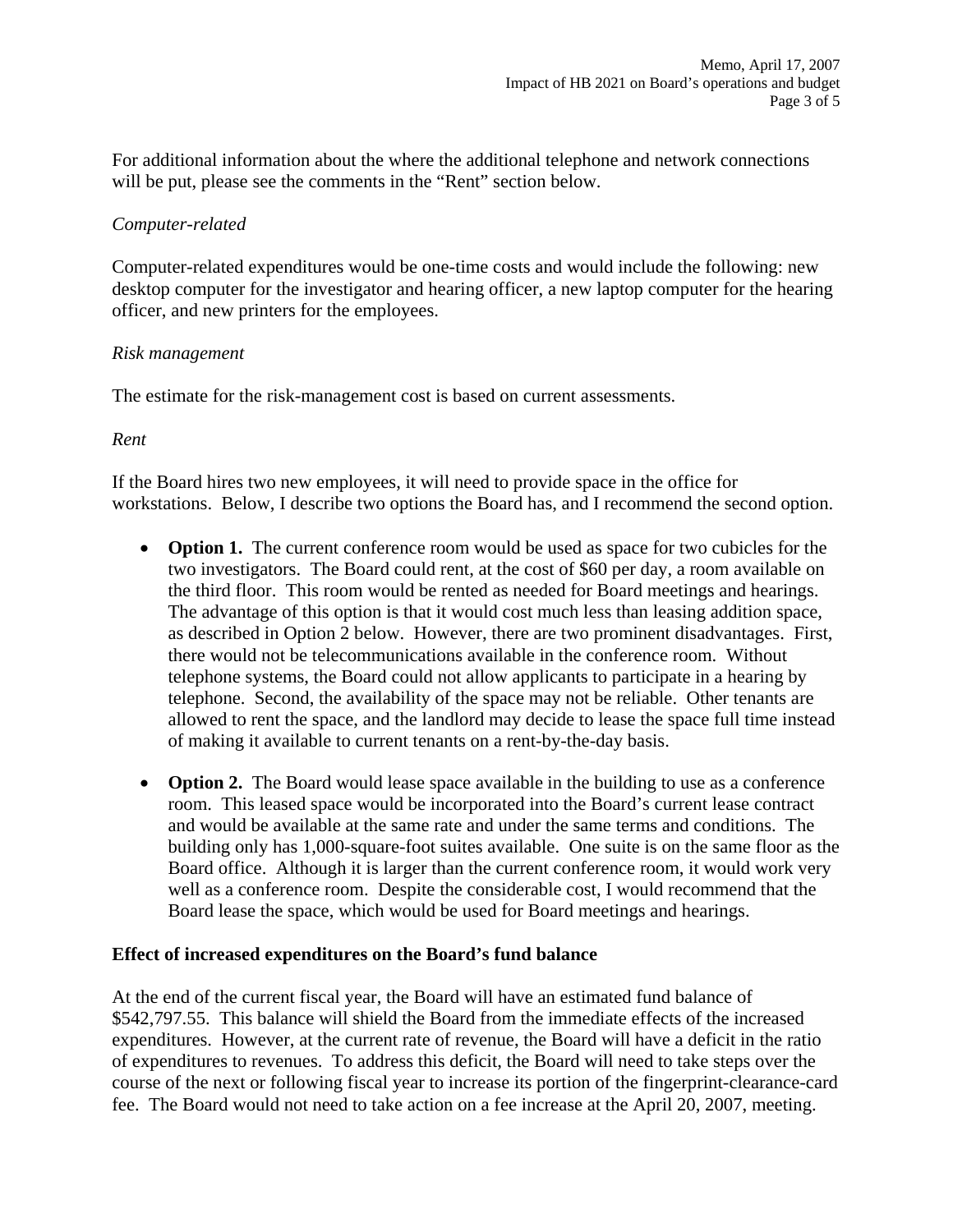For additional information about the where the additional telephone and network connections will be put, please see the comments in the "Rent" section below.

*Computer-related*

Computer-related expenditures would be one-time costs and would include the following: new desktop computer for the investigator and hearing officer, a new laptop computer for the hearing officer, and new printers for the employees.

*Risk management*

The estimate for the risk-management cost is based on current assessments.

*Rent*

If the Board hires two new employees, it will need to provide space in the office for workstations. Below, I describe two options the Board has, and I recommend the second option.

- **Option 1.** The current conference room would be used as space for two cubicles for the two investigators. The Board could rent, at the cost of $60 per day, a room available on the third floor. This room would be rented as needed for Board meetings and hearings. The advantage of this option is that it would cost much less than leasing addition space, as described in Option 2 below. However, there are two prominent disadvantages. First, there would not be telecommunications available in the conference room. Without telephone systems, the Board could not allow applicants to participate in a hearing by telephone. Second, the availability of the space may not be reliable. Other tenants are allowed to rent the space, and the landlord may decide to lease the space full time instead of making it available to current tenants on a rent-by-the-day basis.

- **Option 2.** The Board would lease space available in the building to use as a conference room. This leased space would be incorporated into the Board's current lease contract and would be available at the same rate and under the same terms and conditions. The building only has 1,000-square-foot suites available. One suite is on the same floor as the Board office. Although it is larger than the current conference room, it would work very well as a conference room. Despite the considerable cost, I would recommend that the Board lease the space, which would be used for Board meetings and hearings.

**Effect of increased expenditures on the Board's fund balance**

At the end of the current fiscal year, the Board will have an estimated fund balance of $542,797.55. This balance will shield the Board from the immediate effects of the increased expenditures. However, at the current rate of revenue, the Board will have a deficit in the ratio of expenditures to revenues. To address this deficit, the Board will need to take steps over the course of the next or following fiscal year to increase its portion of the fingerprint-clearance-card fee. The Board would not need to take action on a fee increase at the April 20, 2007, meeting.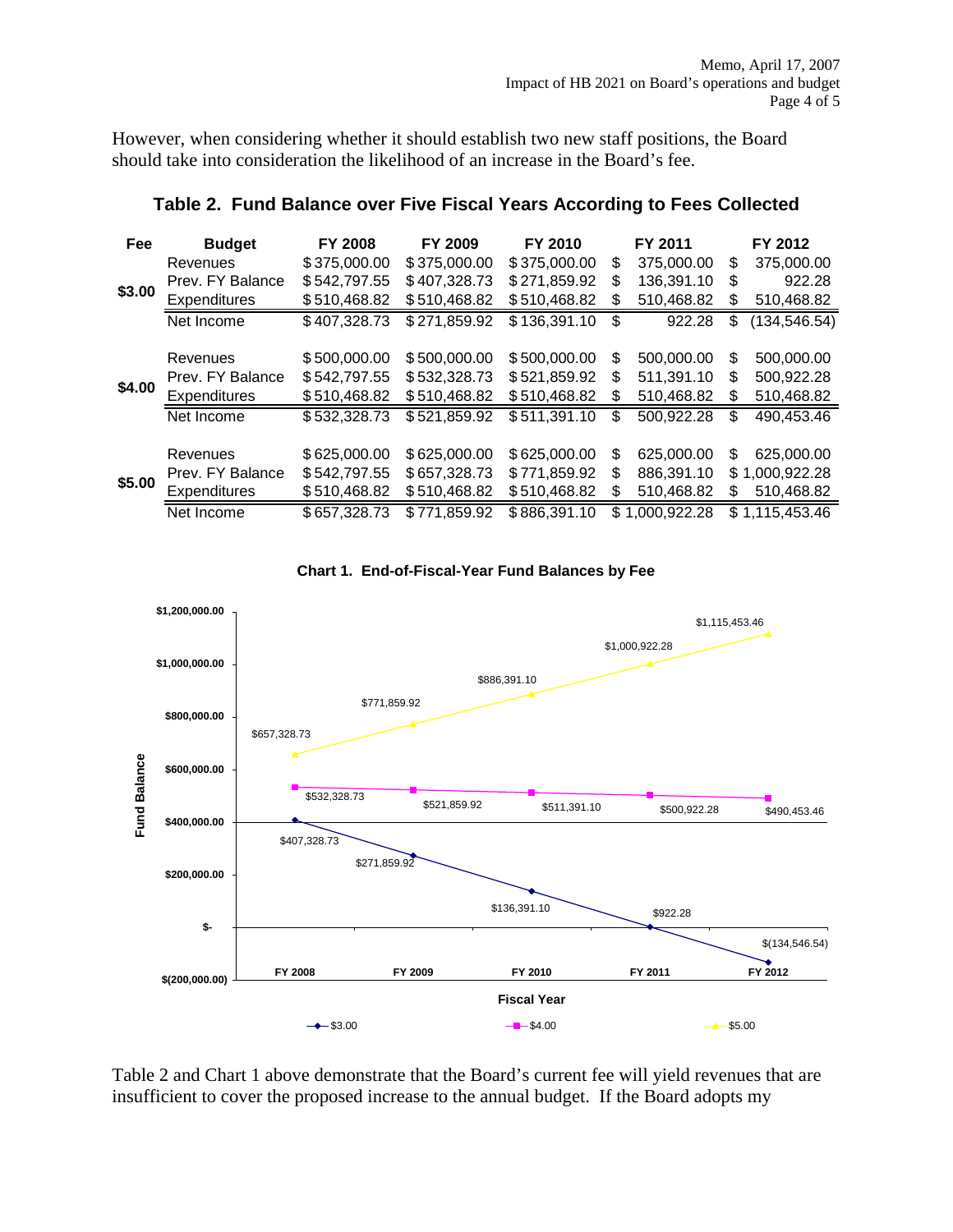However, when considering whether it should establish two new staff positions, the Board should take into consideration the likelihood of an increase in the Board's fee.

**Table 2. Fund Balance over Five Fiscal Years According to Fees Collected**

| Fee | Budget | FY 2008 | FY 2009 | FY 2010 | FY 2011 | FY 2012 |
|---|---|---|---|---|---|---|
| $3.00 | Revenues | $375,000.00 | $375,000.00 | $375,000.00 | $ 375,000.00 | $ 375,000.00 |
| | Prev. FY Balance | $542,797.55 | $407,328.73 | $271,859.92 | $ 136,391.10 | $ 922.28 |
| | Expenditures | $510,468.82 | $510,468.82 | $510,468.82 | $ 510,468.82 | $ 510,468.82 |
| | Net Income | $407,328.73 | $271,859.92 | $136,391.10 | $ 922.28 | $ (134,546.54) |
| $4.00 | Revenues | $500,000.00 | $500,000.00 | $500,000.00 | $ 500,000.00 | $ 500,000.00 |
| | Prev. FY Balance | $542,797.55 | $532,328.73 | $521,859.92 | $ 511,391.10 | $ 500,922.28 |
| | Expenditures | $510,468.82 | $510,468.82 | $510,468.82 | $ 510,468.82 | $ 510,468.82 |
| | Net Income | $532,328.73 | $521,859.92 | $511,391.10 | $ 500,922.28 | $ 490,453.46 |
| $5.00 | Revenues | $625,000.00 | $625,000.00 | $625,000.00 | $ 625,000.00 | $ 625,000.00 |
| | Prev. FY Balance | $542,797.55 | $657,328.73 | $771,859.92 | $ 886,391.10 | $ 1,000,922.28 |
| | Expenditures | $510,468.82 | $510,468.82 | $510,468.82 | $ 510,468.82 | $ 510,468.82 |
| | Net Income | $657,328.73 | $771,859.92 | $886,391.10 | $ 1,000,922.28 | $ 1,115,453.46 |

**Chart 1. End-of-Fiscal-Year Fund Balances by Fee**

| Fee | FY 2008 | FY 2009 | FY 2010 | FY 2011 | FY 2012 |
|---|---|---|---|---|---|
| $3.00 | $407,328.73 | $271,859.92 | $136,391.10 | $922.28 | $(134,546.54) |
| $4.00 | $532,328.73 | $521,859.92 | $511,391.10 | $500,922.28 | $490,453.46 |
| $5.00 | $657,328.73 | $771,859.92 | $886,391.10 | $1,000,922.28 | $1,115,453.46 |

Table 2 and Chart 1 above demonstrate that the Board's current fee will yield revenues that are insufficient to cover the proposed increase to the annual budget. If the Board adopts my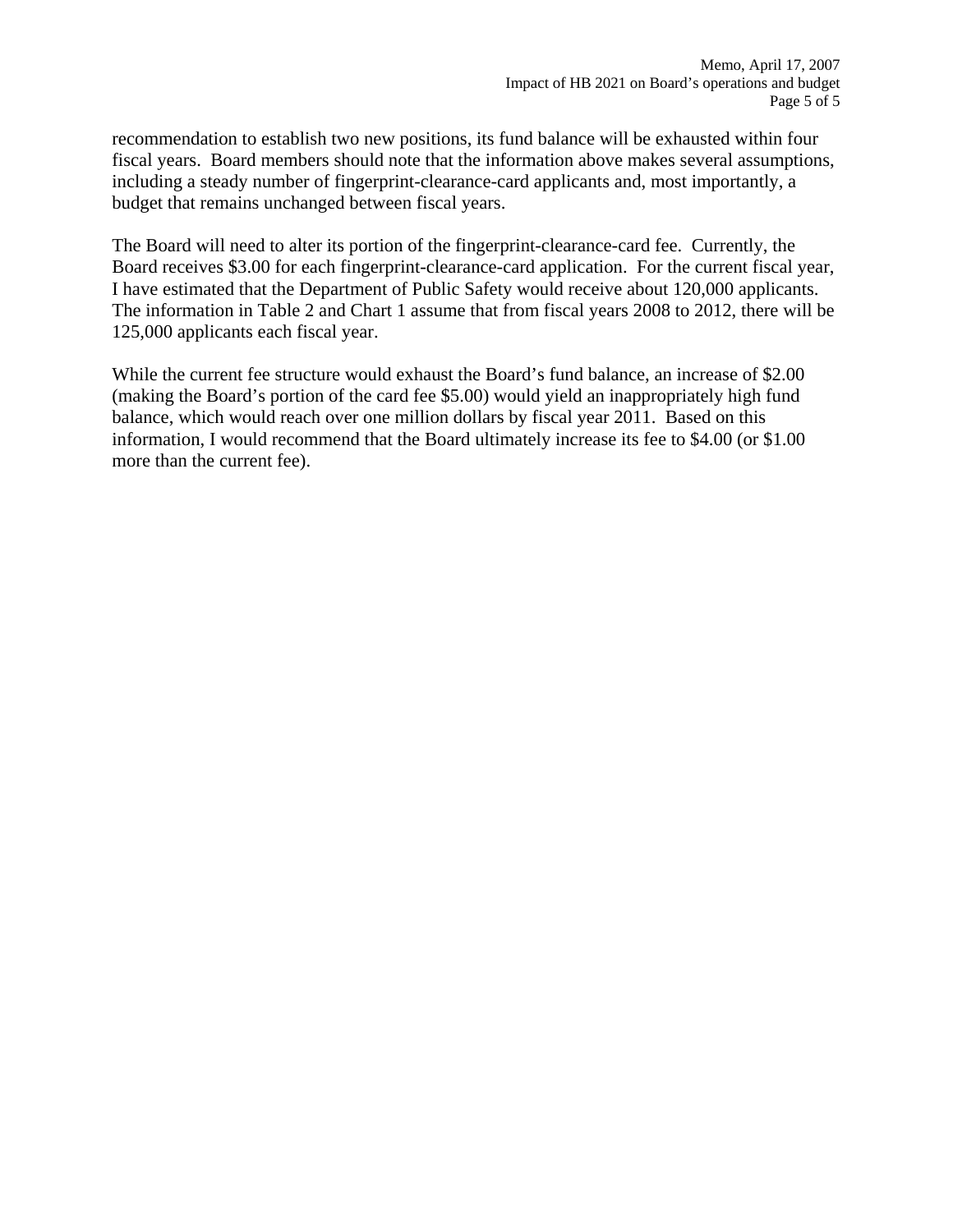recommendation to establish two new positions, its fund balance will be exhausted within four fiscal years. Board members should note that the information above makes several assumptions, including a steady number of fingerprint-clearance-card applicants and, most importantly, a budget that remains unchanged between fiscal years.

The Board will need to alter its portion of the fingerprint-clearance-card fee. Currently, the Board receives $3.00 for each fingerprint-clearance-card application. For the current fiscal year, I have estimated that the Department of Public Safety would receive about 120,000 applicants. The information in Table 2 and Chart 1 assume that from fiscal years 2008 to 2012, there will be 125,000 applicants each fiscal year.

While the current fee structure would exhaust the Board's fund balance, an increase of $2.00 (making the Board's portion of the card fee $5.00) would yield an inappropriately high fund balance, which would reach over one million dollars by fiscal year 2011. Based on this information, I would recommend that the Board ultimately increase its fee to $4.00 (or $1.00 more than the current fee).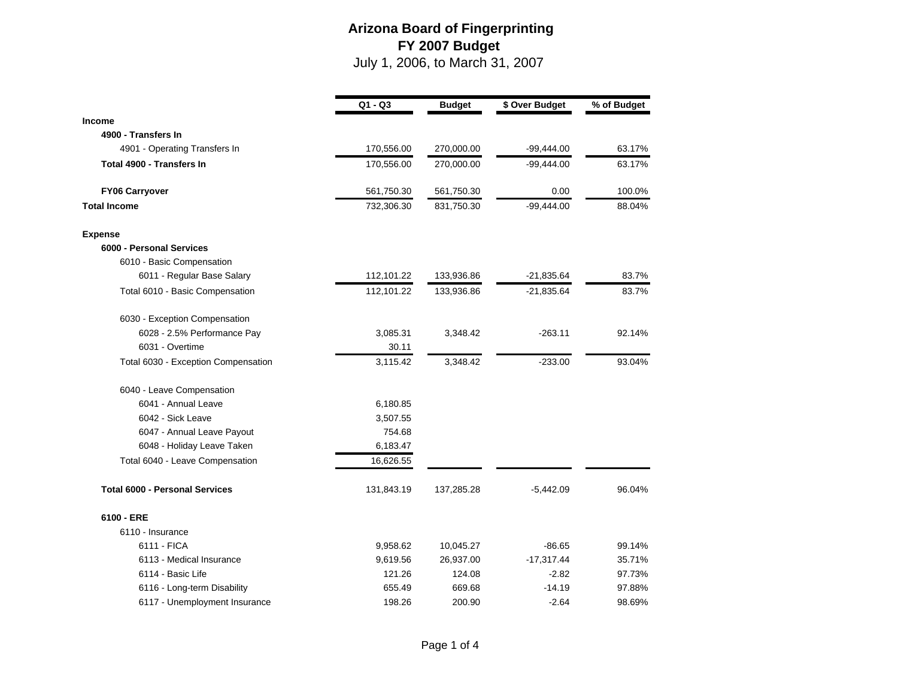# Arizona Board of Fingerprinting
## FY 2007 Budget
July 1, 2006, to March 31, 2007

| | Q1 - Q3 | Budget | $ Over Budget | % of Budget |
|---|---|---|---|---|
| **Income** | | | | |
| **4900 - Transfers In** | | | | |
| 4901 - Operating Transfers In | 170,556.00 | 270,000.00 | -99,444.00 | 63.17% |
| **Total 4900 - Transfers In** | 170,556.00 | 270,000.00 | -99,444.00 | 63.17% |
| **FY06 Carryover** | 561,750.30 | 561,750.30 | 0.00 | 100.0% |
| **Total Income** | 732,306.30 | 831,750.30 | -99,444.00 | 88.04% |
| **Expense** | | | | |
| **6000 - Personal Services** | | | | |
| 6010 - Basic Compensation | | | | |
| 6011 - Regular Base Salary | 112,101.22 | 133,936.86 | -21,835.64 | 83.7% |
| Total 6010 - Basic Compensation | 112,101.22 | 133,936.86 | -21,835.64 | 83.7% |
| 6030 - Exception Compensation | | | | |
| 6028 - 2.5% Performance Pay | 3,085.31 | 3,348.42 | -263.11 | 92.14% |
| 6031 - Overtime | 30.11 | | | |
| Total 6030 - Exception Compensation | 3,115.42 | 3,348.42 | -233.00 | 93.04% |
| 6040 - Leave Compensation | | | | |
| 6041 - Annual Leave | 6,180.85 | | | |
| 6042 - Sick Leave | 3,507.55 | | | |
| 6047 - Annual Leave Payout | 754.68 | | | |
| 6048 - Holiday Leave Taken | 6,183.47 | | | |
| Total 6040 - Leave Compensation | 16,626.55 | | | |
| **Total 6000 - Personal Services** | 131,843.19 | 137,285.28 | -5,442.09 | 96.04% |
| **6100 - ERE** | | | | |
| 6110 - Insurance | | | | |
| 6111 - FICA | 9,958.62 | 10,045.27 | -86.65 | 99.14% |
| 6113 - Medical Insurance | 9,619.56 | 26,937.00 | -17,317.44 | 35.71% |
| 6114 - Basic Life | 121.26 | 124.08 | -2.82 | 97.73% |
| 6116 - Long-term Disability | 655.49 | 669.68 | -14.19 | 97.88% |
| 6117 - Unemployment Insurance | 198.26 | 200.90 | -2.64 | 98.69% |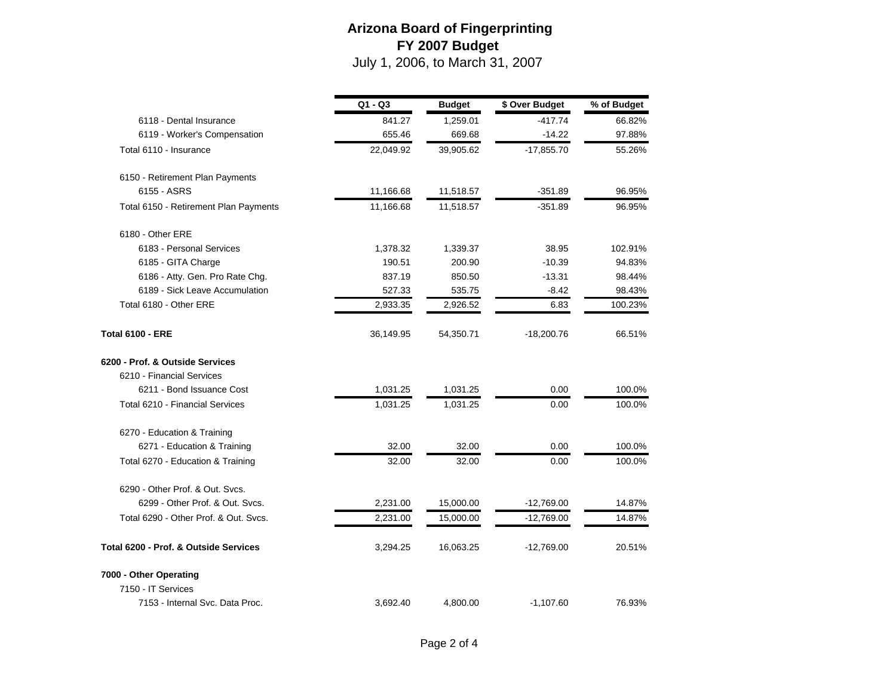# Arizona Board of Fingerprinting
## FY 2007 Budget
July 1, 2006, to March 31, 2007

| | Q1 - Q3 | Budget | $ Over Budget | % of Budget |
|---|---|---|---|---|
| 6118 - Dental Insurance | 841.27 | 1,259.01 | -417.74 | 66.82% |
| 6119 - Worker's Compensation | 655.46 | 669.68 | -14.22 | 97.88% |
| Total 6110 - Insurance | 22,049.92 | 39,905.62 | -17,855.70 | 55.26% |
| 6150 - Retirement Plan Payments | | | | |
| 6155 - ASRS | 11,166.68 | 11,518.57 | -351.89 | 96.95% |
| Total 6150 - Retirement Plan Payments | 11,166.68 | 11,518.57 | -351.89 | 96.95% |
| 6180 - Other ERE | | | | |
| 6183 - Personal Services | 1,378.32 | 1,339.37 | 38.95 | 102.91% |
| 6185 - GITA Charge | 190.51 | 200.90 | -10.39 | 94.83% |
| 6186 - Atty. Gen. Pro Rate Chg. | 837.19 | 850.50 | -13.31 | 98.44% |
| 6189 - Sick Leave Accumulation | 527.33 | 535.75 | -8.42 | 98.43% |
| Total 6180 - Other ERE | 2,933.35 | 2,926.52 | 6.83 | 100.23% |
| **Total 6100 - ERE** | 36,149.95 | 54,350.71 | -18,200.76 | 66.51% |
| **6200 - Prof. & Outside Services** | | | | |
| 6210 - Financial Services | | | | |
| 6211 - Bond Issuance Cost | 1,031.25 | 1,031.25 | 0.00 | 100.0% |
| Total 6210 - Financial Services | 1,031.25 | 1,031.25 | 0.00 | 100.0% |
| 6270 - Education & Training | | | | |
| 6271 - Education & Training | 32.00 | 32.00 | 0.00 | 100.0% |
| Total 6270 - Education & Training | 32.00 | 32.00 | 0.00 | 100.0% |
| 6290 - Other Prof. & Out. Svcs. | | | | |
| 6299 - Other Prof. & Out. Svcs. | 2,231.00 | 15,000.00 | -12,769.00 | 14.87% |
| Total 6290 - Other Prof. & Out. Svcs. | 2,231.00 | 15,000.00 | -12,769.00 | 14.87% |
| **Total 6200 - Prof. & Outside Services** | 3,294.25 | 16,063.25 | -12,769.00 | 20.51% |
| **7000 - Other Operating** | | | | |
| 7150 - IT Services | | | | |
| 7153 - Internal Svc. Data Proc. | 3,692.40 | 4,800.00 | -1,107.60 | 76.93% |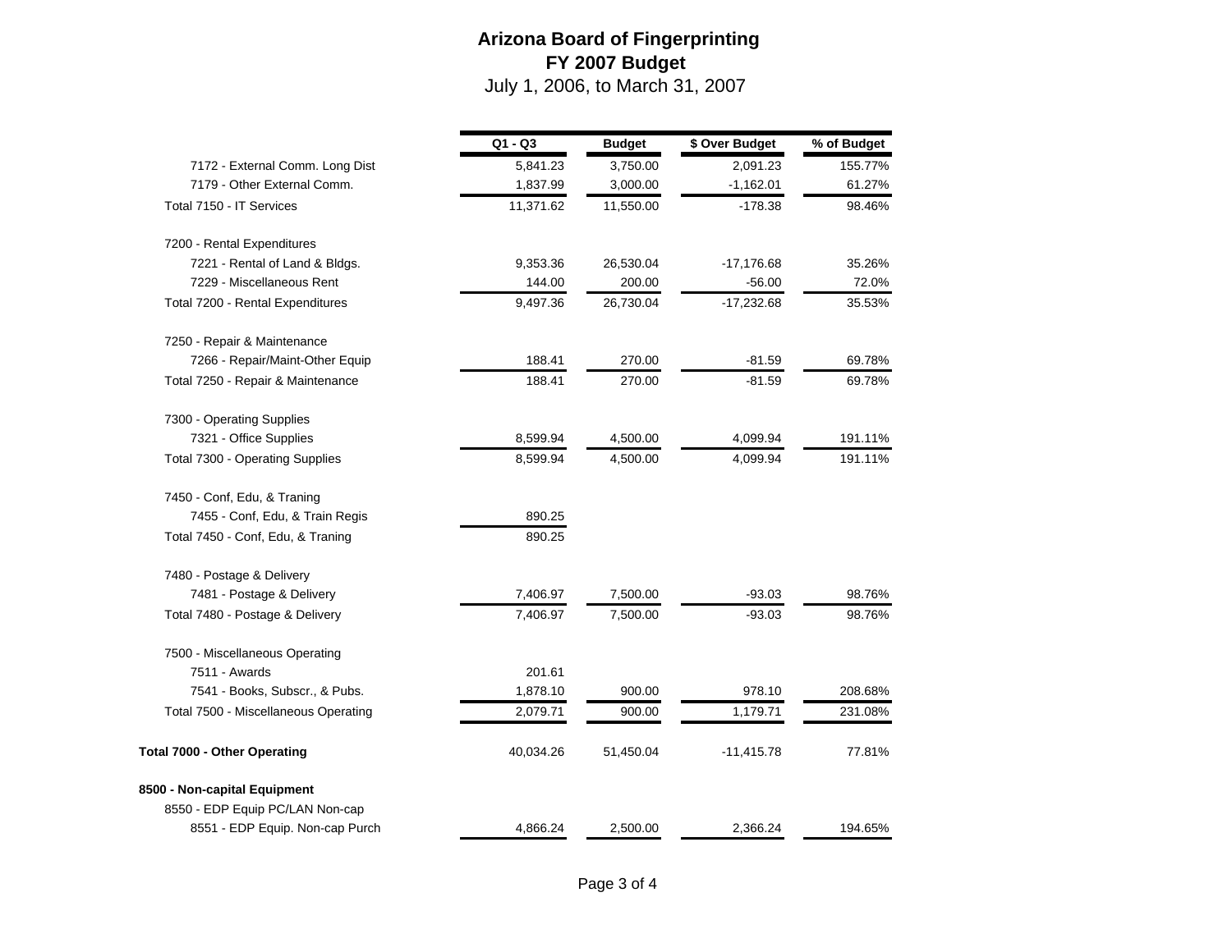# Arizona Board of Fingerprinting

## FY 2007 Budget

July 1, 2006, to March 31, 2007

| | Q1 - Q3 | Budget | $ Over Budget | % of Budget |
|---|---|---|---|---|
| 7172 - External Comm. Long Dist | 5,841.23 | 3,750.00 | 2,091.23 | 155.77% |
| 7179 - Other External Comm. | 1,837.99 | 3,000.00 | -1,162.01 | 61.27% |
| Total 7150 - IT Services | 11,371.62 | 11,550.00 | -178.38 | 98.46% |
| 7200 - Rental Expenditures | | | | |
| 7221 - Rental of Land & Bldgs. | 9,353.36 | 26,530.04 | -17,176.68 | 35.26% |
| 7229 - Miscellaneous Rent | 144.00 | 200.00 | -56.00 | 72.0% |
| Total 7200 - Rental Expenditures | 9,497.36 | 26,730.04 | -17,232.68 | 35.53% |
| 7250 - Repair & Maintenance | | | | |
| 7266 - Repair/Maint-Other Equip | 188.41 | 270.00 | -81.59 | 69.78% |
| Total 7250 - Repair & Maintenance | 188.41 | 270.00 | -81.59 | 69.78% |
| 7300 - Operating Supplies | | | | |
| 7321 - Office Supplies | 8,599.94 | 4,500.00 | 4,099.94 | 191.11% |
| Total 7300 - Operating Supplies | 8,599.94 | 4,500.00 | 4,099.94 | 191.11% |
| 7450 - Conf, Edu, & Traning | | | | |
| 7455 - Conf, Edu, & Train Regis | 890.25 | | | |
| Total 7450 - Conf, Edu, & Traning | 890.25 | | | |
| 7480 - Postage & Delivery | | | | |
| 7481 - Postage & Delivery | 7,406.97 | 7,500.00 | -93.03 | 98.76% |
| Total 7480 - Postage & Delivery | 7,406.97 | 7,500.00 | -93.03 | 98.76% |
| 7500 - Miscellaneous Operating | | | | |
| 7511 - Awards | 201.61 | | | |
| 7541 - Books, Subscr., & Pubs. | 1,878.10 | 900.00 | 978.10 | 208.68% |
| Total 7500 - Miscellaneous Operating | 2,079.71 | 900.00 | 1,179.71 | 231.08% |
| **Total 7000 - Other Operating** | 40,034.26 | 51,450.04 | -11,415.78 | 77.81% |
| **8500 - Non-capital Equipment** | | | | |
| 8550 - EDP Equip PC/LAN Non-cap | | | | |
| 8551 - EDP Equip. Non-cap Purch | 4,866.24 | 2,500.00 | 2,366.24 | 194.65% |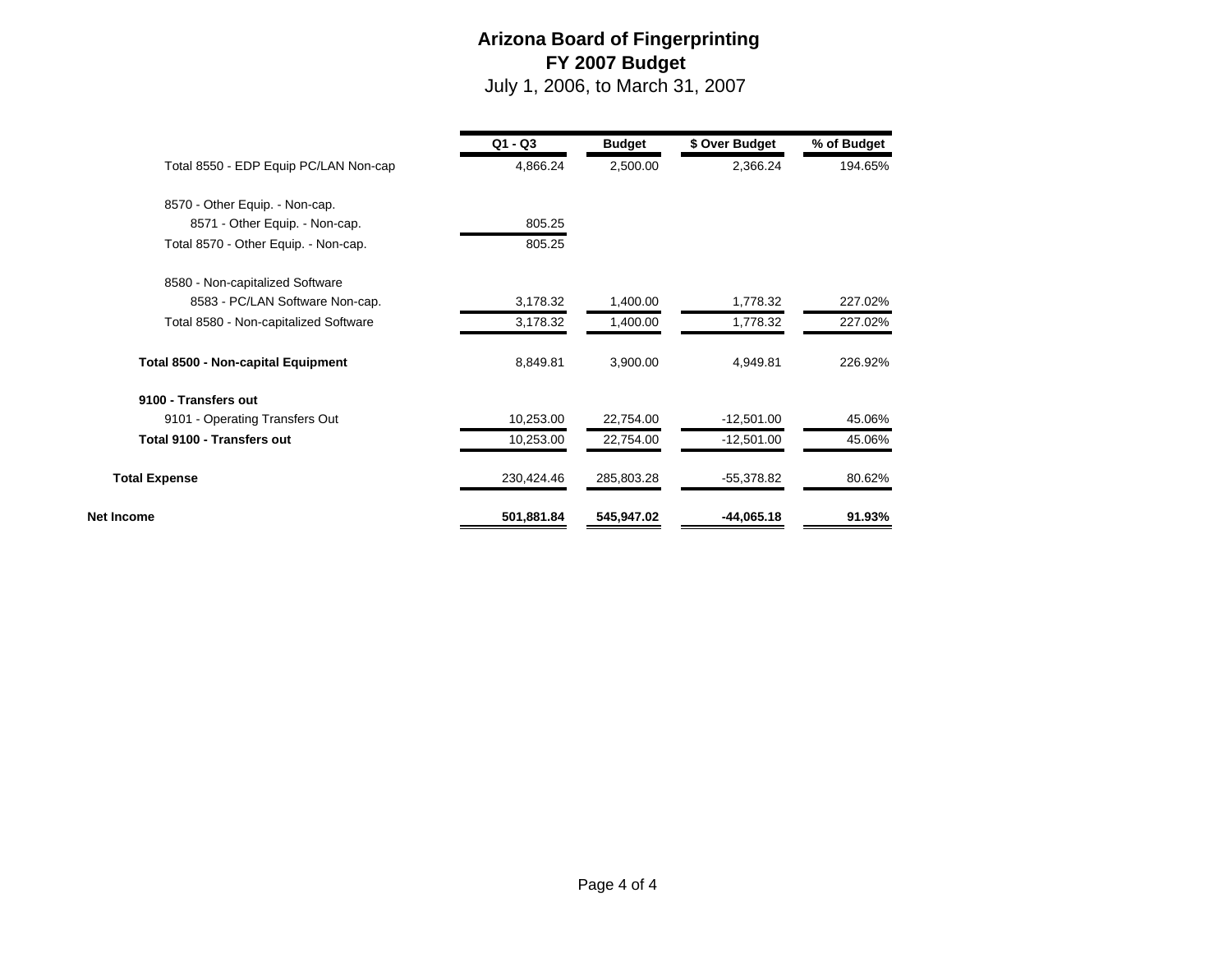# Arizona Board of Fingerprinting
## FY 2007 Budget
July 1, 2006, to March 31, 2007

| | Q1 - Q3 | Budget | $ Over Budget | % of Budget |
|---|---|---|---|---|
| Total 8550 - EDP Equip PC/LAN Non-cap | 4,866.24 | 2,500.00 | 2,366.24 | 194.65% |
| 8570 - Other Equip. - Non-cap. | | | | |
| 8571 - Other Equip. - Non-cap. | 805.25 | | | |
| Total 8570 - Other Equip. - Non-cap. | 805.25 | | | |
| 8580 - Non-capitalized Software | | | | |
| 8583 - PC/LAN Software Non-cap. | 3,178.32 | 1,400.00 | 1,778.32 | 227.02% |
| Total 8580 - Non-capitalized Software | 3,178.32 | 1,400.00 | 1,778.32 | 227.02% |
| **Total 8500 - Non-capital Equipment** | 8,849.81 | 3,900.00 | 4,949.81 | 226.92% |
| **9100 - Transfers out** | | | | |
| 9101 - Operating Transfers Out | 10,253.00 | 22,754.00 | -12,501.00 | 45.06% |
| **Total 9100 - Transfers out** | 10,253.00 | 22,754.00 | -12,501.00 | 45.06% |
| **Total Expense** | 230,424.46 | 285,803.28 | -55,378.82 | 80.62% |
| **Net Income** | **501,881.84** | **545,947.02** | **-44,065.18** | **91.93%** |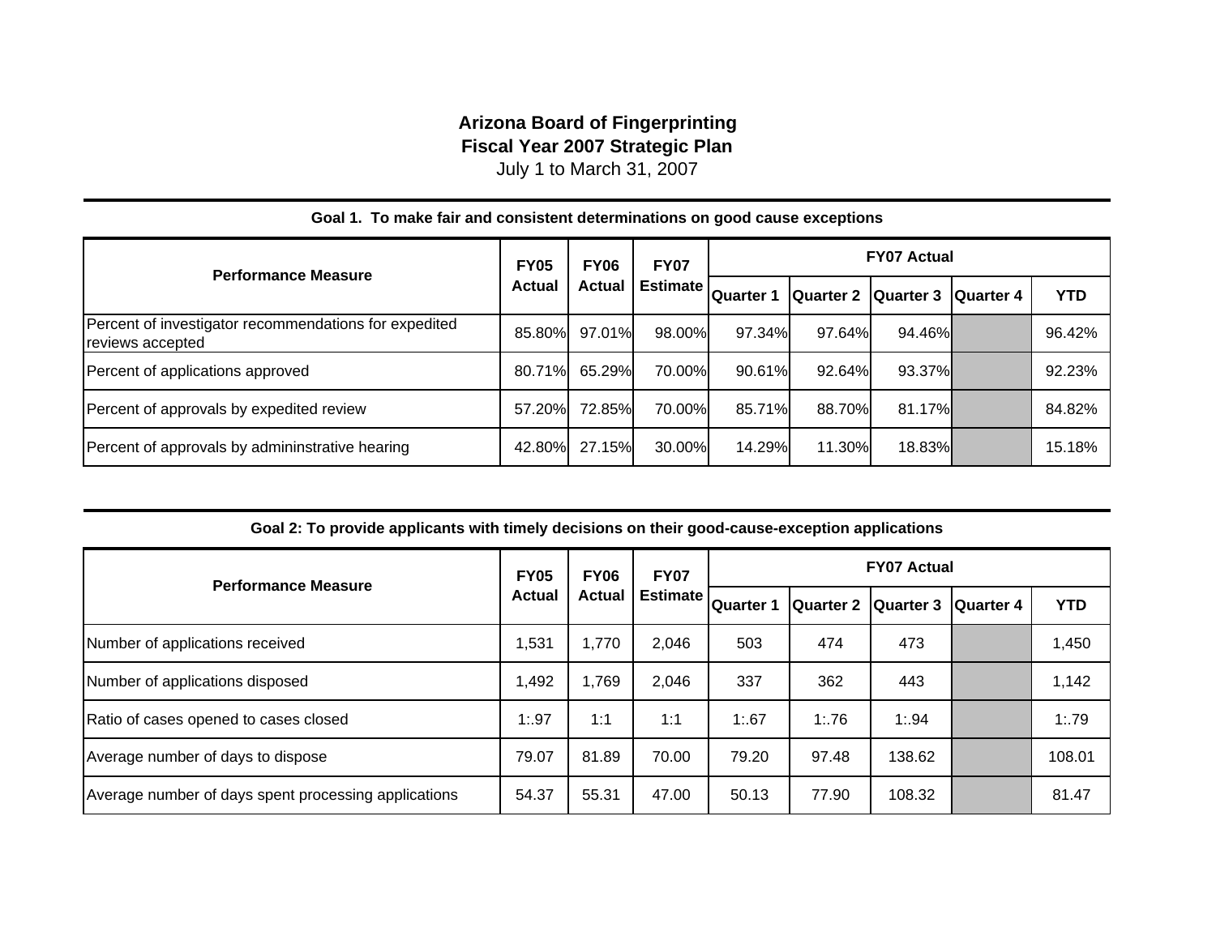# Arizona Board of Fingerprinting

## Fiscal Year 2007 Strategic Plan

July 1 to March 31, 2007

### Goal 1. To make fair and consistent determinations on good cause exceptions

| Performance Measure | FY05 Actual | FY06 Actual | FY07 Estimate | FY07 Actual | | | | |
|---|---|---|---|---|---|---|---|---|
| | | | | Quarter 1 | Quarter 2 | Quarter 3 | Quarter 4 | YTD |
| Percent of investigator recommendations for expedited reviews accepted | 85.80% | 97.01% | 98.00% | 97.34% | 97.64% | 94.46% | | 96.42% |
| Percent of applications approved | 80.71% | 65.29% | 70.00% | 90.61% | 92.64% | 93.37% | | 92.23% |
| Percent of approvals by expedited review | 57.20% | 72.85% | 70.00% | 85.71% | 88.70% | 81.17% | | 84.82% |
| Percent of approvals by admininstrative hearing | 42.80% | 27.15% | 30.00% | 14.29% | 11.30% | 18.83% | | 15.18% |

### Goal 2: To provide applicants with timely decisions on their good-cause-exception applications

| Performance Measure | FY05 Actual | FY06 Actual | FY07 Estimate | FY07 Actual | | | | |
|---|---|---|---|---|---|---|---|---|
| | | | | Quarter 1 | Quarter 2 | Quarter 3 | Quarter 4 | YTD |
| Number of applications received | 1,531 | 1,770 | 2,046 | 503 | 474 | 473 | | 1,450 |
| Number of applications disposed | 1,492 | 1,769 | 2,046 | 337 | 362 | 443 | | 1,142 |
| Ratio of cases opened to cases closed | 1:.97 | 1:1 | 1:1 | 1:.67 | 1:.76 | 1:.94 | | 1:.79 |
| Average number of days to dispose | 79.07 | 81.89 | 70.00 | 79.20 | 97.48 | 138.62 | | 108.01 |
| Average number of days spent processing applications | 54.37 | 55.31 | 47.00 | 50.13 | 77.90 | 108.32 | | 81.47 |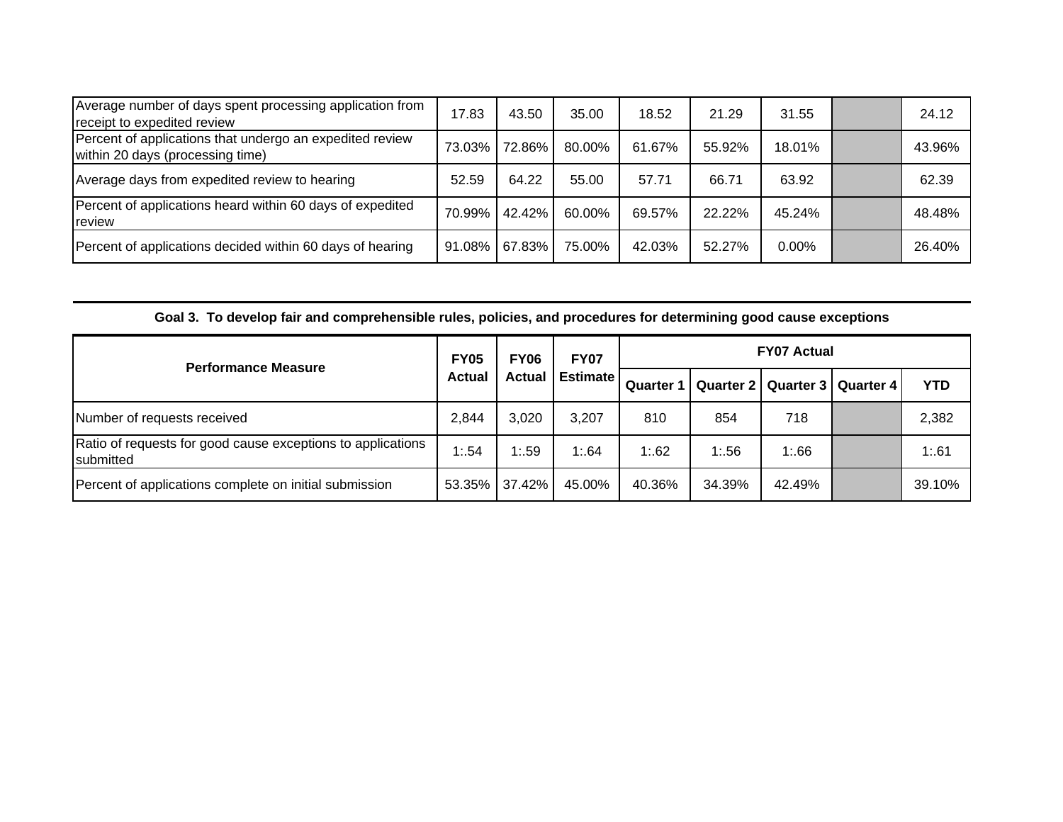| | | | | | | | | |
|---|---|---|---|---|---|---|---|---|
| Average number of days spent processing application from receipt to expedited review | 17.83 | 43.50 | 35.00 | 18.52 | 21.29 | 31.55 | | 24.12 |
| Percent of applications that undergo an expedited review within 20 days (processing time) | 73.03% | 72.86% | 80.00% | 61.67% | 55.92% | 18.01% | | 43.96% |
| Average days from expedited review to hearing | 52.59 | 64.22 | 55.00 | 57.71 | 66.71 | 63.92 | | 62.39 |
| Percent of applications heard within 60 days of expedited review | 70.99% | 42.42% | 60.00% | 69.57% | 22.22% | 45.24% | | 48.48% |
| Percent of applications decided within 60 days of hearing | 91.08% | 67.83% | 75.00% | 42.03% | 52.27% | 0.00% | | 26.40% |

**Goal 3. To develop fair and comprehensible rules, policies, and procedures for determining good cause exceptions**

| Performance Measure | FY05 Actual | FY06 Actual | FY07 Estimate | FY07 Actual | | | | |
|---|---|---|---|---|---|---|---|---|
| | | | | Quarter 1 | Quarter 2 | Quarter 3 | Quarter 4 | YTD |
| Number of requests received | 2,844 | 3,020 | 3,207 | 810 | 854 | 718 | | 2,382 |
| Ratio of requests for good cause exceptions to applications submitted | 1:.54 | 1:.59 | 1:.64 | 1:.62 | 1:.56 | 1:.66 | | 1:.61 |
| Percent of applications complete on initial submission | 53.35% | 37.42% | 45.00% | 40.36% | 34.39% | 42.49% | | 39.10% |